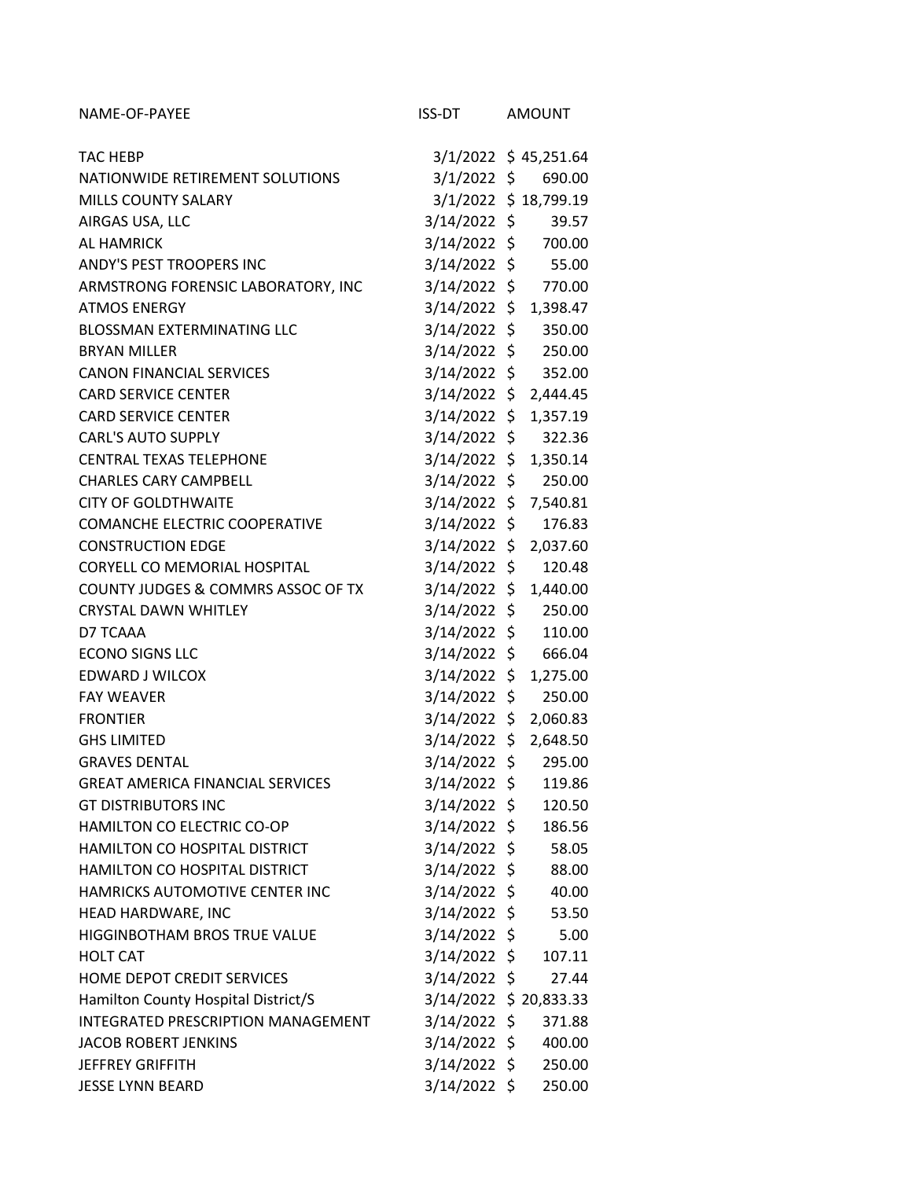| NAME-OF-PAYEE | ISS-DT | AMOUNT |
|---|---|---|
| TAC HEBP | 3/1/2022 | $ 45,251.64 |
| NATIONWIDE RETIREMENT SOLUTIONS | 3/1/2022 | $ 690.00 |
| MILLS COUNTY SALARY | 3/1/2022 | $ 18,799.19 |
| AIRGAS USA, LLC | 3/14/2022 | $ 39.57 |
| AL HAMRICK | 3/14/2022 | $ 700.00 |
| ANDY'S PEST TROOPERS INC | 3/14/2022 | $ 55.00 |
| ARMSTRONG FORENSIC LABORATORY, INC | 3/14/2022 | $ 770.00 |
| ATMOS ENERGY | 3/14/2022 | $ 1,398.47 |
| BLOSSMAN EXTERMINATING LLC | 3/14/2022 | $ 350.00 |
| BRYAN MILLER | 3/14/2022 | $ 250.00 |
| CANON FINANCIAL SERVICES | 3/14/2022 | $ 352.00 |
| CARD SERVICE CENTER | 3/14/2022 | $ 2,444.45 |
| CARD SERVICE CENTER | 3/14/2022 | $ 1,357.19 |
| CARL'S AUTO SUPPLY | 3/14/2022 | $ 322.36 |
| CENTRAL TEXAS TELEPHONE | 3/14/2022 | $ 1,350.14 |
| CHARLES CARY CAMPBELL | 3/14/2022 | $ 250.00 |
| CITY OF GOLDTHWAITE | 3/14/2022 | $ 7,540.81 |
| COMANCHE ELECTRIC COOPERATIVE | 3/14/2022 | $ 176.83 |
| CONSTRUCTION EDGE | 3/14/2022 | $ 2,037.60 |
| CORYELL CO MEMORIAL HOSPITAL | 3/14/2022 | $ 120.48 |
| COUNTY JUDGES & COMMRS ASSOC OF TX | 3/14/2022 | $ 1,440.00 |
| CRYSTAL DAWN WHITLEY | 3/14/2022 | $ 250.00 |
| D7 TCAAA | 3/14/2022 | $ 110.00 |
| ECONO SIGNS LLC | 3/14/2022 | $ 666.04 |
| EDWARD J WILCOX | 3/14/2022 | $ 1,275.00 |
| FAY WEAVER | 3/14/2022 | $ 250.00 |
| FRONTIER | 3/14/2022 | $ 2,060.83 |
| GHS LIMITED | 3/14/2022 | $ 2,648.50 |
| GRAVES DENTAL | 3/14/2022 | $ 295.00 |
| GREAT AMERICA FINANCIAL SERVICES | 3/14/2022 | $ 119.86 |
| GT DISTRIBUTORS INC | 3/14/2022 | $ 120.50 |
| HAMILTON CO ELECTRIC CO-OP | 3/14/2022 | $ 186.56 |
| HAMILTON CO HOSPITAL DISTRICT | 3/14/2022 | $ 58.05 |
| HAMILTON CO HOSPITAL DISTRICT | 3/14/2022 | $ 88.00 |
| HAMRICKS AUTOMOTIVE CENTER INC | 3/14/2022 | $ 40.00 |
| HEAD HARDWARE, INC | 3/14/2022 | $ 53.50 |
| HIGGINBOTHAM BROS TRUE VALUE | 3/14/2022 | $ 5.00 |
| HOLT CAT | 3/14/2022 | $ 107.11 |
| HOME DEPOT CREDIT SERVICES | 3/14/2022 | $ 27.44 |
| Hamilton County Hospital District/S | 3/14/2022 | $ 20,833.33 |
| INTEGRATED PRESCRIPTION MANAGEMENT | 3/14/2022 | $ 371.88 |
| JACOB ROBERT JENKINS | 3/14/2022 | $ 400.00 |
| JEFFREY GRIFFITH | 3/14/2022 | $ 250.00 |
| JESSE LYNN BEARD | 3/14/2022 | $ 250.00 |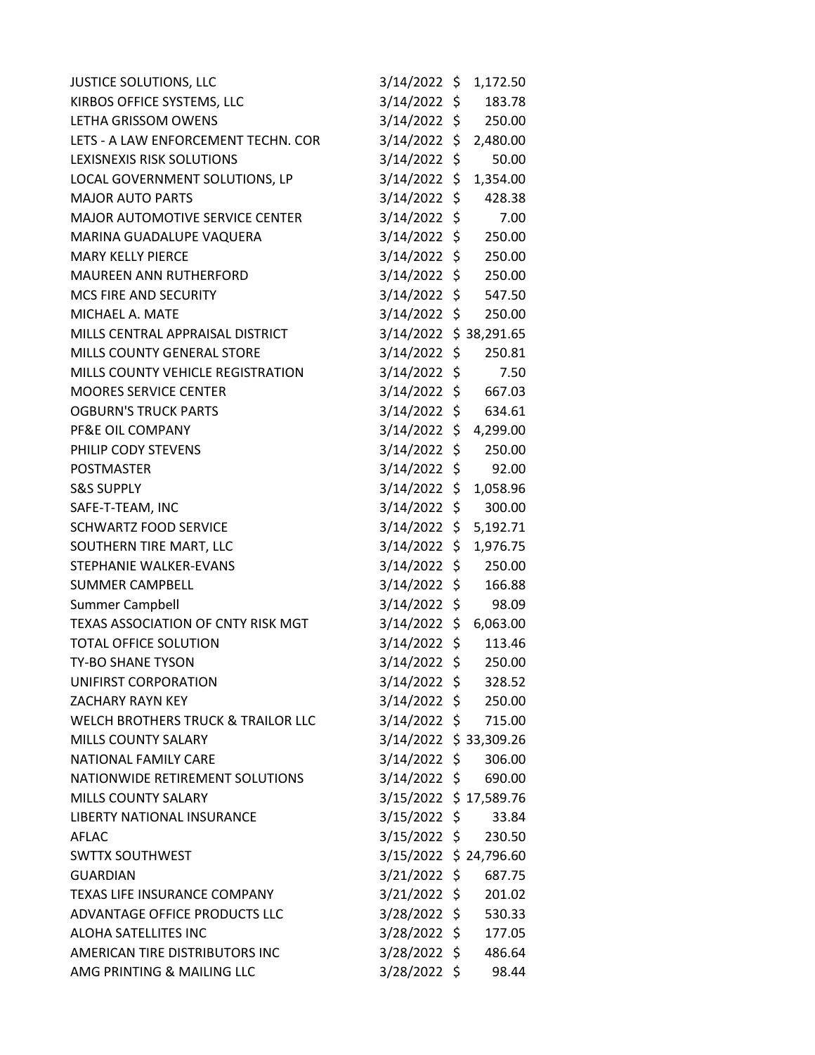| | | |
|---|---|---|
| JUSTICE SOLUTIONS, LLC | 3/14/2022 | $ 1,172.50 |
| KIRBOS OFFICE SYSTEMS, LLC | 3/14/2022 | $ 183.78 |
| LETHA GRISSOM OWENS | 3/14/2022 | $ 250.00 |
| LETS - A LAW ENFORCEMENT TECHN. COR | 3/14/2022 | $ 2,480.00 |
| LEXISNEXIS RISK SOLUTIONS | 3/14/2022 | $ 50.00 |
| LOCAL GOVERNMENT SOLUTIONS, LP | 3/14/2022 | $ 1,354.00 |
| MAJOR AUTO PARTS | 3/14/2022 | $ 428.38 |
| MAJOR AUTOMOTIVE SERVICE CENTER | 3/14/2022 | $ 7.00 |
| MARINA GUADALUPE VAQUERA | 3/14/2022 | $ 250.00 |
| MARY KELLY PIERCE | 3/14/2022 | $ 250.00 |
| MAUREEN ANN RUTHERFORD | 3/14/2022 | $ 250.00 |
| MCS FIRE AND SECURITY | 3/14/2022 | $ 547.50 |
| MICHAEL A. MATE | 3/14/2022 | $ 250.00 |
| MILLS CENTRAL APPRAISAL DISTRICT | 3/14/2022 | $ 38,291.65 |
| MILLS COUNTY GENERAL STORE | 3/14/2022 | $ 250.81 |
| MILLS COUNTY VEHICLE REGISTRATION | 3/14/2022 | $ 7.50 |
| MOORES SERVICE CENTER | 3/14/2022 | $ 667.03 |
| OGBURN'S TRUCK PARTS | 3/14/2022 | $ 634.61 |
| PF&E OIL COMPANY | 3/14/2022 | $ 4,299.00 |
| PHILIP CODY STEVENS | 3/14/2022 | $ 250.00 |
| POSTMASTER | 3/14/2022 | $ 92.00 |
| S&S SUPPLY | 3/14/2022 | $ 1,058.96 |
| SAFE-T-TEAM, INC | 3/14/2022 | $ 300.00 |
| SCHWARTZ FOOD SERVICE | 3/14/2022 | $ 5,192.71 |
| SOUTHERN TIRE MART, LLC | 3/14/2022 | $ 1,976.75 |
| STEPHANIE WALKER-EVANS | 3/14/2022 | $ 250.00 |
| SUMMER CAMPBELL | 3/14/2022 | $ 166.88 |
| Summer Campbell | 3/14/2022 | $ 98.09 |
| TEXAS ASSOCIATION OF CNTY RISK MGT | 3/14/2022 | $ 6,063.00 |
| TOTAL OFFICE SOLUTION | 3/14/2022 | $ 113.46 |
| TY-BO SHANE TYSON | 3/14/2022 | $ 250.00 |
| UNIFIRST CORPORATION | 3/14/2022 | $ 328.52 |
| ZACHARY RAYN KEY | 3/14/2022 | $ 250.00 |
| WELCH BROTHERS TRUCK & TRAILOR LLC | 3/14/2022 | $ 715.00 |
| MILLS COUNTY SALARY | 3/14/2022 | $ 33,309.26 |
| NATIONAL FAMILY CARE | 3/14/2022 | $ 306.00 |
| NATIONWIDE RETIREMENT SOLUTIONS | 3/14/2022 | $ 690.00 |
| MILLS COUNTY SALARY | 3/15/2022 | $ 17,589.76 |
| LIBERTY NATIONAL INSURANCE | 3/15/2022 | $ 33.84 |
| AFLAC | 3/15/2022 | $ 230.50 |
| SWTTX SOUTHWEST | 3/15/2022 | $ 24,796.60 |
| GUARDIAN | 3/21/2022 | $ 687.75 |
| TEXAS LIFE INSURANCE COMPANY | 3/21/2022 | $ 201.02 |
| ADVANTAGE OFFICE PRODUCTS LLC | 3/28/2022 | $ 530.33 |
| ALOHA SATELLITES INC | 3/28/2022 | $ 177.05 |
| AMERICAN TIRE DISTRIBUTORS INC | 3/28/2022 | $ 486.64 |
| AMG PRINTING & MAILING LLC | 3/28/2022 | $ 98.44 |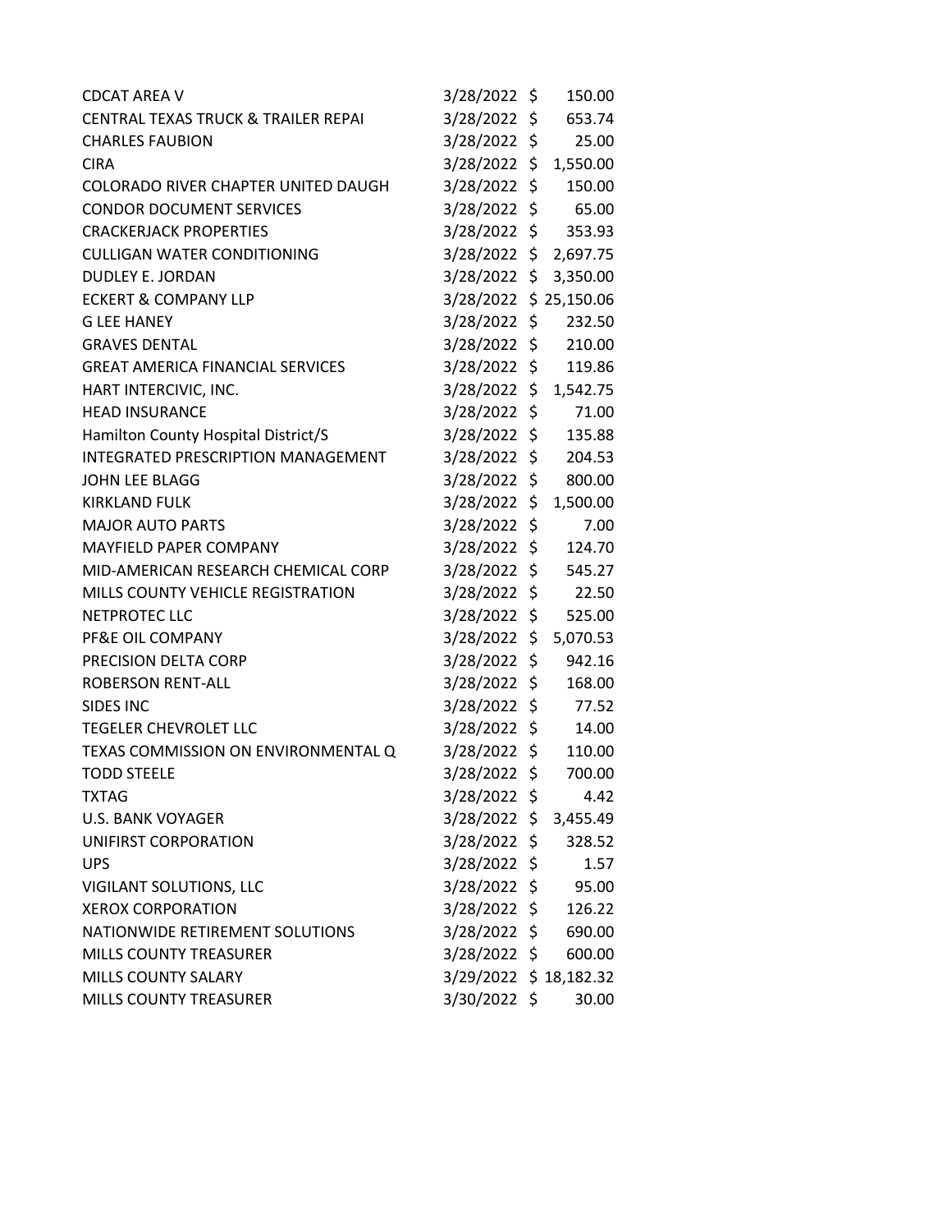| | | | |
|---|---|---|---|
| CDCAT AREA V | 3/28/2022 | $ | 150.00 |
| CENTRAL TEXAS TRUCK & TRAILER REPAI | 3/28/2022 | $ | 653.74 |
| CHARLES FAUBION | 3/28/2022 | $ | 25.00 |
| CIRA | 3/28/2022 | $ | 1,550.00 |
| COLORADO RIVER CHAPTER UNITED DAUGH | 3/28/2022 | $ | 150.00 |
| CONDOR DOCUMENT SERVICES | 3/28/2022 | $ | 65.00 |
| CRACKERJACK PROPERTIES | 3/28/2022 | $ | 353.93 |
| CULLIGAN WATER CONDITIONING | 3/28/2022 | $ | 2,697.75 |
| DUDLEY E. JORDAN | 3/28/2022 | $ | 3,350.00 |
| ECKERT & COMPANY LLP | 3/28/2022 | $ | 25,150.06 |
| G LEE HANEY | 3/28/2022 | $ | 232.50 |
| GRAVES DENTAL | 3/28/2022 | $ | 210.00 |
| GREAT AMERICA FINANCIAL SERVICES | 3/28/2022 | $ | 119.86 |
| HART INTERCIVIC, INC. | 3/28/2022 | $ | 1,542.75 |
| HEAD INSURANCE | 3/28/2022 | $ | 71.00 |
| Hamilton County Hospital District/S | 3/28/2022 | $ | 135.88 |
| INTEGRATED PRESCRIPTION MANAGEMENT | 3/28/2022 | $ | 204.53 |
| JOHN LEE BLAGG | 3/28/2022 | $ | 800.00 |
| KIRKLAND FULK | 3/28/2022 | $ | 1,500.00 |
| MAJOR AUTO PARTS | 3/28/2022 | $ | 7.00 |
| MAYFIELD PAPER COMPANY | 3/28/2022 | $ | 124.70 |
| MID-AMERICAN RESEARCH CHEMICAL CORP | 3/28/2022 | $ | 545.27 |
| MILLS COUNTY VEHICLE REGISTRATION | 3/28/2022 | $ | 22.50 |
| NETPROTEC LLC | 3/28/2022 | $ | 525.00 |
| PF&E OIL COMPANY | 3/28/2022 | $ | 5,070.53 |
| PRECISION DELTA CORP | 3/28/2022 | $ | 942.16 |
| ROBERSON RENT-ALL | 3/28/2022 | $ | 168.00 |
| SIDES INC | 3/28/2022 | $ | 77.52 |
| TEGELER CHEVROLET LLC | 3/28/2022 | $ | 14.00 |
| TEXAS COMMISSION ON ENVIRONMENTAL Q | 3/28/2022 | $ | 110.00 |
| TODD STEELE | 3/28/2022 | $ | 700.00 |
| TXTAG | 3/28/2022 | $ | 4.42 |
| U.S. BANK VOYAGER | 3/28/2022 | $ | 3,455.49 |
| UNIFIRST CORPORATION | 3/28/2022 | $ | 328.52 |
| UPS | 3/28/2022 | $ | 1.57 |
| VIGILANT SOLUTIONS, LLC | 3/28/2022 | $ | 95.00 |
| XEROX CORPORATION | 3/28/2022 | $ | 126.22 |
| NATIONWIDE RETIREMENT SOLUTIONS | 3/28/2022 | $ | 690.00 |
| MILLS COUNTY TREASURER | 3/28/2022 | $ | 600.00 |
| MILLS COUNTY SALARY | 3/29/2022 | $ | 18,182.32 |
| MILLS COUNTY TREASURER | 3/30/2022 | $ | 30.00 |